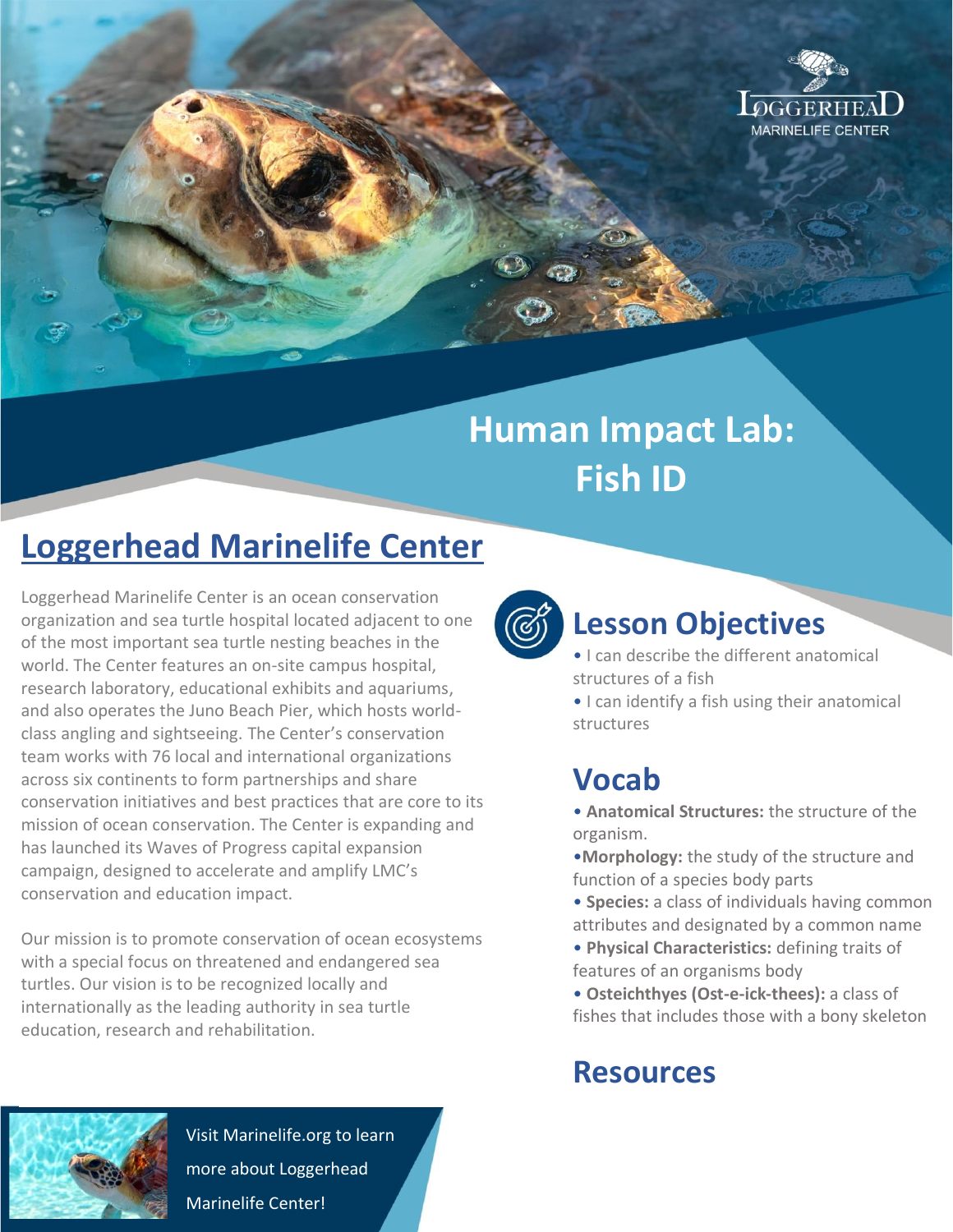# Human Impact Lab: Fish ID

## Loggerhead Marinelife Center

Loggerhead Marinelife Center is an ocean conservation organization and sea turtle hospital located adjacent to one of the most important sea turtle nesting beaches in the world. The Center features an on-site campus hospital, research laboratory, educational exhibits and aquariums, and also operates the Juno Beach Pier, which hosts world-class angling and sightseeing. The Center's conservation team works with 76 local and international organizations across six continents to form partnerships and share conservation initiatives and best practices that are core to its mission of ocean conservation. The Center is expanding and has launched its Waves of Progress capital expansion campaign, designed to accelerate and amplify LMC's conservation and education impact.

Our mission is to promote conservation of ocean ecosystems with a special focus on threatened and endangered sea turtles. Our vision is to be recognized locally and internationally as the leading authority in sea turtle education, research and rehabilitation.

Visit Marinelife.org to learn more about Loggerhead Marinelife Center!

## Lesson Objectives

- I can describe the different anatomical structures of a fish
- I can identify a fish using their anatomical structures

## Vocab

- **Anatomical Structures:** the structure of the organism.
- **Morphology:** the study of the structure and function of a species body parts
- **Species:** a class of individuals having common attributes and designated by a common name
- **Physical Characteristics:** defining traits of features of an organisms body
- **Osteichthyes (Ost-e-ick-thees):** a class of fishes that includes those with a bony skeleton

## Resources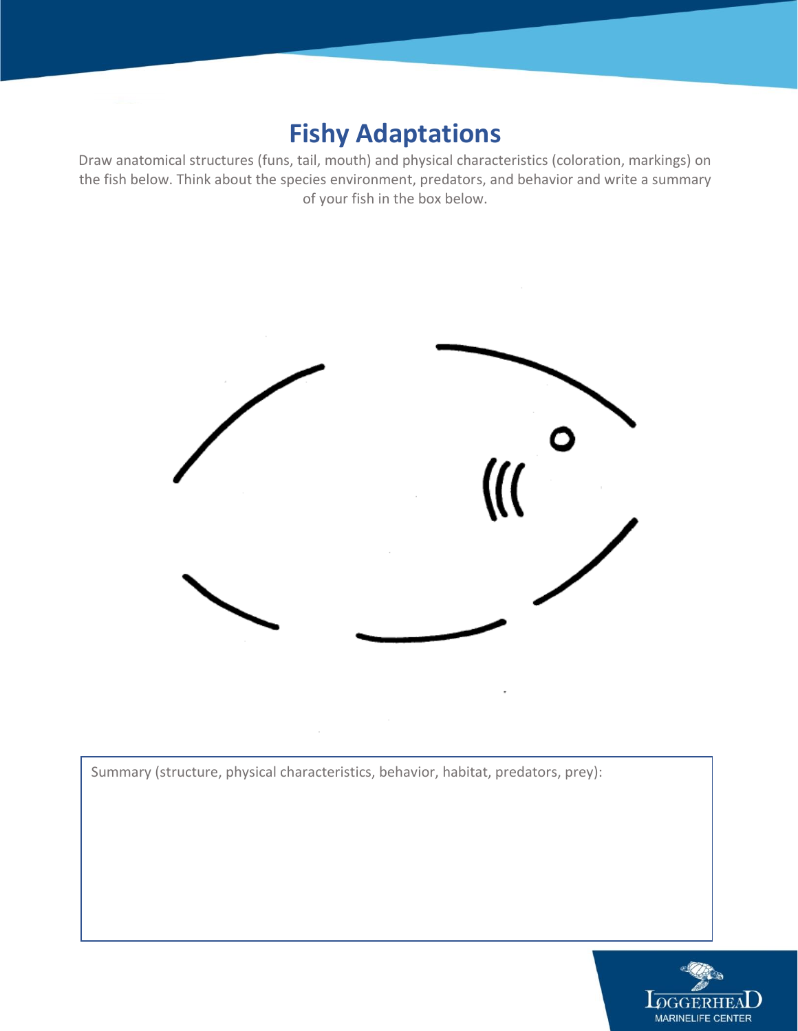# Fishy Adaptations

Draw anatomical structures (funs, tail, mouth) and physical characteristics (coloration, markings) on the fish below. Think about the species environment, predators, and behavior and write a summary of your fish in the box below.

Summary (structure, physical characteristics, behavior, habitat, predators, prey):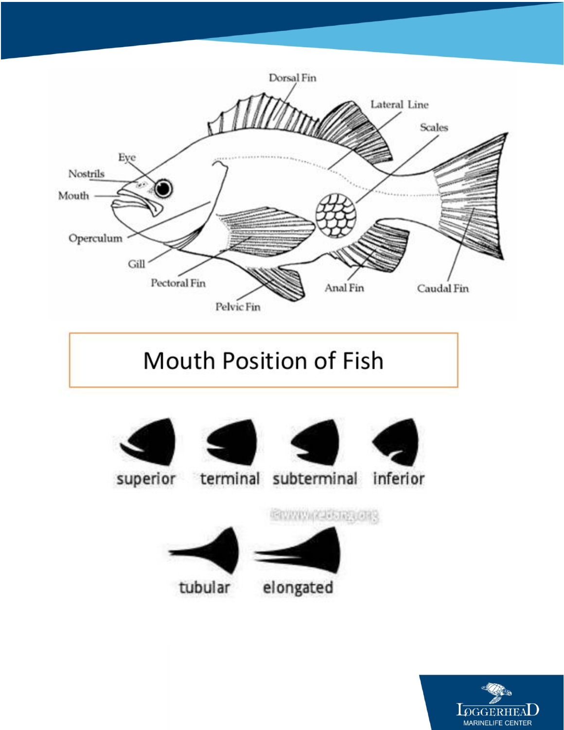Dorsal Fin

Lateral Line

Scales

Eye

Nostrils

Mouth

Operculum

Gill

Pectoral Fin

Pelvic Fin

Anal Fin

Caudal Fin

## Mouth Position of Fish

superior terminal subterminal inferior

©www.reduaj.org

tubular elongated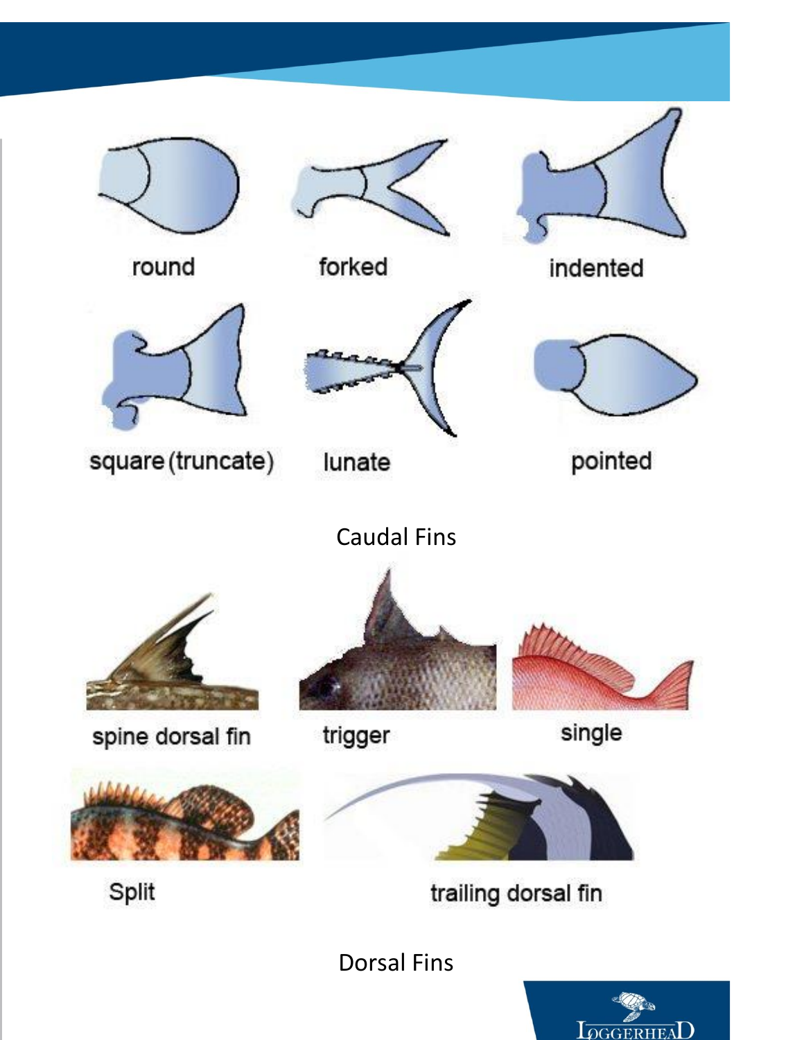round

forked

indented

square (truncate)

lunate

pointed

Caudal Fins

spine dorsal fin

trigger

single

Split

trailing dorsal fin

Dorsal Fins